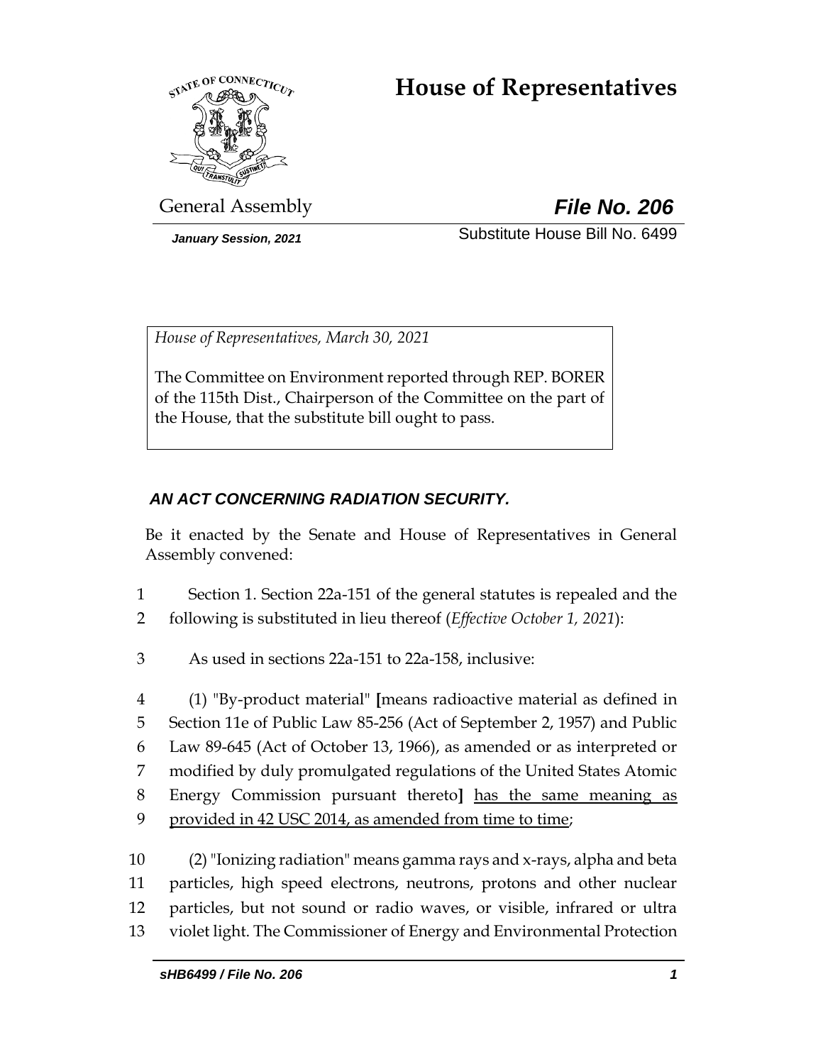# House of Representatives

General Assembly **File No. 206**

*January Session, 2021* Substitute House Bill No. 6499

*House of Representatives, March 30, 2021*

The Committee on Environment reported through REP. BORER of the 115th Dist., Chairperson of the Committee on the part of the House, that the substitute bill ought to pass.

***AN ACT CONCERNING RADIATION SECURITY.***

Be it enacted by the Senate and House of Representatives in General Assembly convened:

1 Section 1. Section 22a-151 of the general statutes is repealed and the
2 following is substituted in lieu thereof (*Effective October 1, 2021*):

3 As used in sections 22a-151 to 22a-158, inclusive:

4 (1) "By-product material" **[**means radioactive material as defined in
5 Section 11e of Public Law 85-256 (Act of September 2, 1957) and Public
6 Law 89-645 (Act of October 13, 1966), as amended or as interpreted or
7 modified by duly promulgated regulations of the United States Atomic
8 Energy Commission pursuant thereto**]** <u>has the same meaning as</u>
9 <u>provided in 42 USC 2014, as amended from time to time</u>;

10 (2) "Ionizing radiation" means gamma rays and x-rays, alpha and beta
11 particles, high speed electrons, neutrons, protons and other nuclear
12 particles, but not sound or radio waves, or visible, infrared or ultra
13 violet light. The Commissioner of Energy and Environmental Protection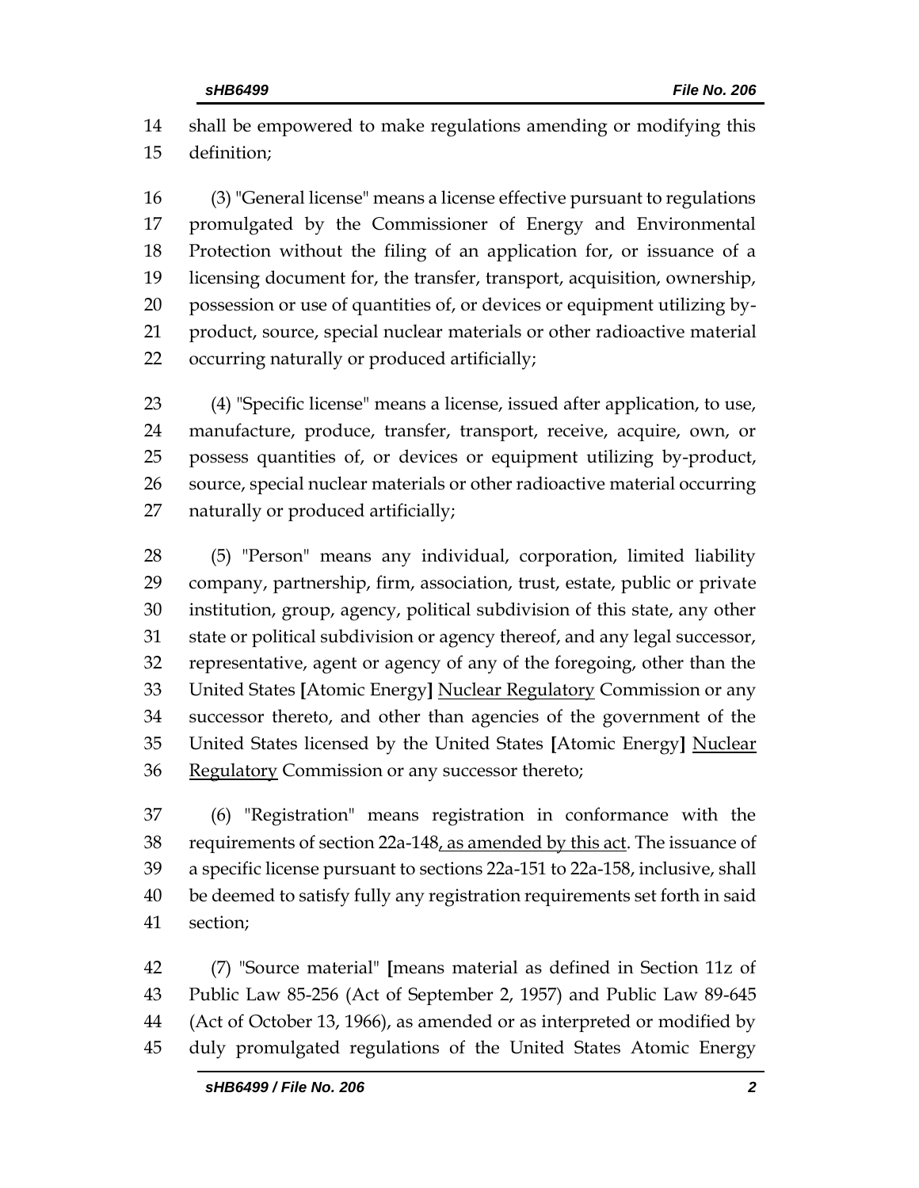shall be empowered to make regulations amending or modifying this definition;

(3) "General license" means a license effective pursuant to regulations promulgated by the Commissioner of Energy and Environmental Protection without the filing of an application for, or issuance of a licensing document for, the transfer, transport, acquisition, ownership, possession or use of quantities of, or devices or equipment utilizing by-product, source, special nuclear materials or other radioactive material occurring naturally or produced artificially;

(4) "Specific license" means a license, issued after application, to use, manufacture, produce, transfer, transport, receive, acquire, own, or possess quantities of, or devices or equipment utilizing by-product, source, special nuclear materials or other radioactive material occurring naturally or produced artificially;

(5) "Person" means any individual, corporation, limited liability company, partnership, firm, association, trust, estate, public or private institution, group, agency, political subdivision of this state, any other state or political subdivision or agency thereof, and any legal successor, representative, agent or agency of any of the foregoing, other than the United States [Atomic Energy] <u>Nuclear Regulatory</u> Commission or any successor thereto, and other than agencies of the government of the United States licensed by the United States [Atomic Energy] <u>Nuclear Regulatory</u> Commission or any successor thereto;

(6) "Registration" means registration in conformance with the requirements of section 22a-148<u>, as amended by this act</u>. The issuance of a specific license pursuant to sections 22a-151 to 22a-158, inclusive, shall be deemed to satisfy fully any registration requirements set forth in said section;

(7) "Source material" [means material as defined in Section 11z of Public Law 85-256 (Act of September 2, 1957) and Public Law 89-645 (Act of October 13, 1966), as amended or as interpreted or modified by duly promulgated regulations of the United States Atomic Energy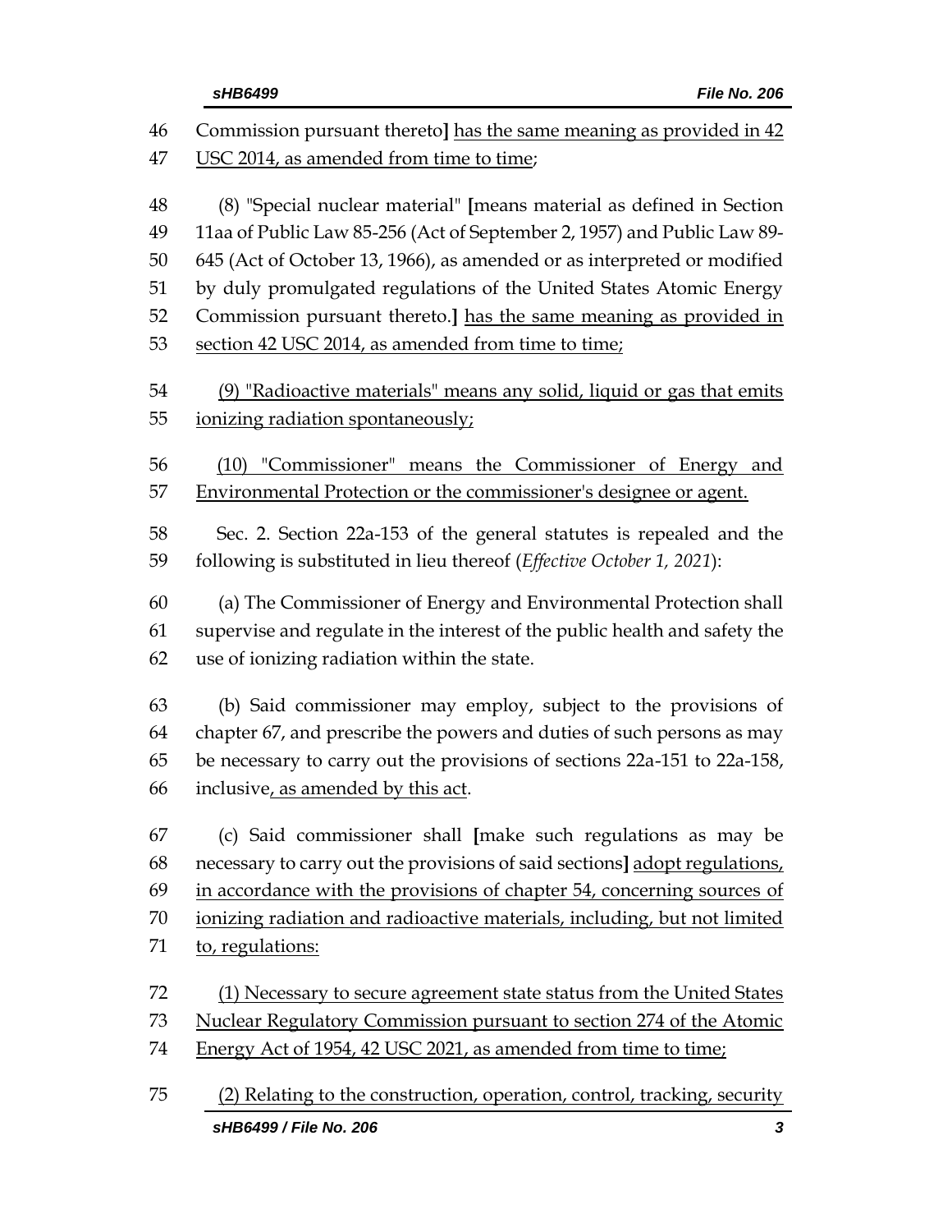46 Commission pursuant thereto] has the same meaning as provided in 42
47 USC 2014, as amended from time to time;

48 (8) "Special nuclear material" [means material as defined in Section
49 11aa of Public Law 85-256 (Act of September 2, 1957) and Public Law 89-
50 645 (Act of October 13, 1966), as amended or as interpreted or modified
51 by duly promulgated regulations of the United States Atomic Energy
52 Commission pursuant thereto.] has the same meaning as provided in
53 section 42 USC 2014, as amended from time to time;

54 (9) "Radioactive materials" means any solid, liquid or gas that emits
55 ionizing radiation spontaneously;

56 (10) "Commissioner" means the Commissioner of Energy and
57 Environmental Protection or the commissioner's designee or agent.

58 Sec. 2. Section 22a-153 of the general statutes is repealed and the
59 following is substituted in lieu thereof (*Effective October 1, 2021*):

60 (a) The Commissioner of Energy and Environmental Protection shall
61 supervise and regulate in the interest of the public health and safety the
62 use of ionizing radiation within the state.

63 (b) Said commissioner may employ, subject to the provisions of
64 chapter 67, and prescribe the powers and duties of such persons as may
65 be necessary to carry out the provisions of sections 22a-151 to 22a-158,
66 inclusive, as amended by this act.

67 (c) Said commissioner shall [make such regulations as may be
68 necessary to carry out the provisions of said sections] adopt regulations,
69 in accordance with the provisions of chapter 54, concerning sources of
70 ionizing radiation and radioactive materials, including, but not limited
71 to, regulations:

72 (1) Necessary to secure agreement state status from the United States
73 Nuclear Regulatory Commission pursuant to section 274 of the Atomic
74 Energy Act of 1954, 42 USC 2021, as amended from time to time;

75 (2) Relating to the construction, operation, control, tracking, security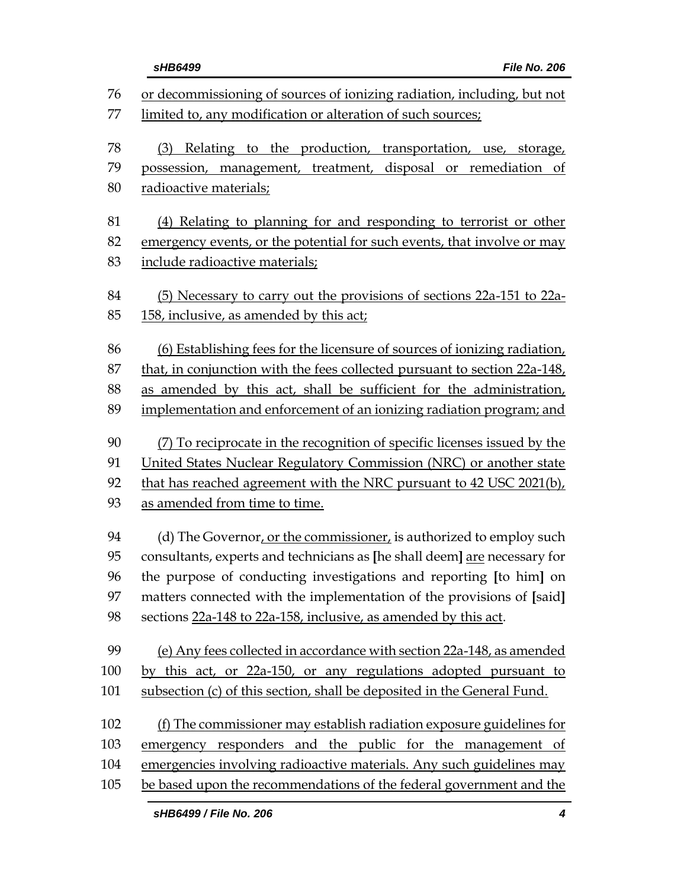76 or decommissioning of sources of ionizing radiation, including, but not
77 limited to, any modification or alteration of such sources;

78 (3) Relating to the production, transportation, use, storage,
79 possession, management, treatment, disposal or remediation of
80 radioactive materials;

81 (4) Relating to planning for and responding to terrorist or other
82 emergency events, or the potential for such events, that involve or may
83 include radioactive materials;

84 (5) Necessary to carry out the provisions of sections 22a-151 to 22a-
85 158, inclusive, as amended by this act;

86 (6) Establishing fees for the licensure of sources of ionizing radiation,
87 that, in conjunction with the fees collected pursuant to section 22a-148,
88 as amended by this act, shall be sufficient for the administration,
89 implementation and enforcement of an ionizing radiation program; and

90 (7) To reciprocate in the recognition of specific licenses issued by the
91 United States Nuclear Regulatory Commission (NRC) or another state
92 that has reached agreement with the NRC pursuant to 42 USC 2021(b),
93 as amended from time to time.

94 (d) The Governor, or the commissioner, is authorized to employ such
95 consultants, experts and technicians as [he shall deem] are necessary for
96 the purpose of conducting investigations and reporting [to him] on
97 matters connected with the implementation of the provisions of [said]
98 sections 22a-148 to 22a-158, inclusive, as amended by this act.

99 (e) Any fees collected in accordance with section 22a-148, as amended
100 by this act, or 22a-150, or any regulations adopted pursuant to
101 subsection (c) of this section, shall be deposited in the General Fund.

102 (f) The commissioner may establish radiation exposure guidelines for
103 emergency responders and the public for the management of
104 emergencies involving radioactive materials. Any such guidelines may
105 be based upon the recommendations of the federal government and the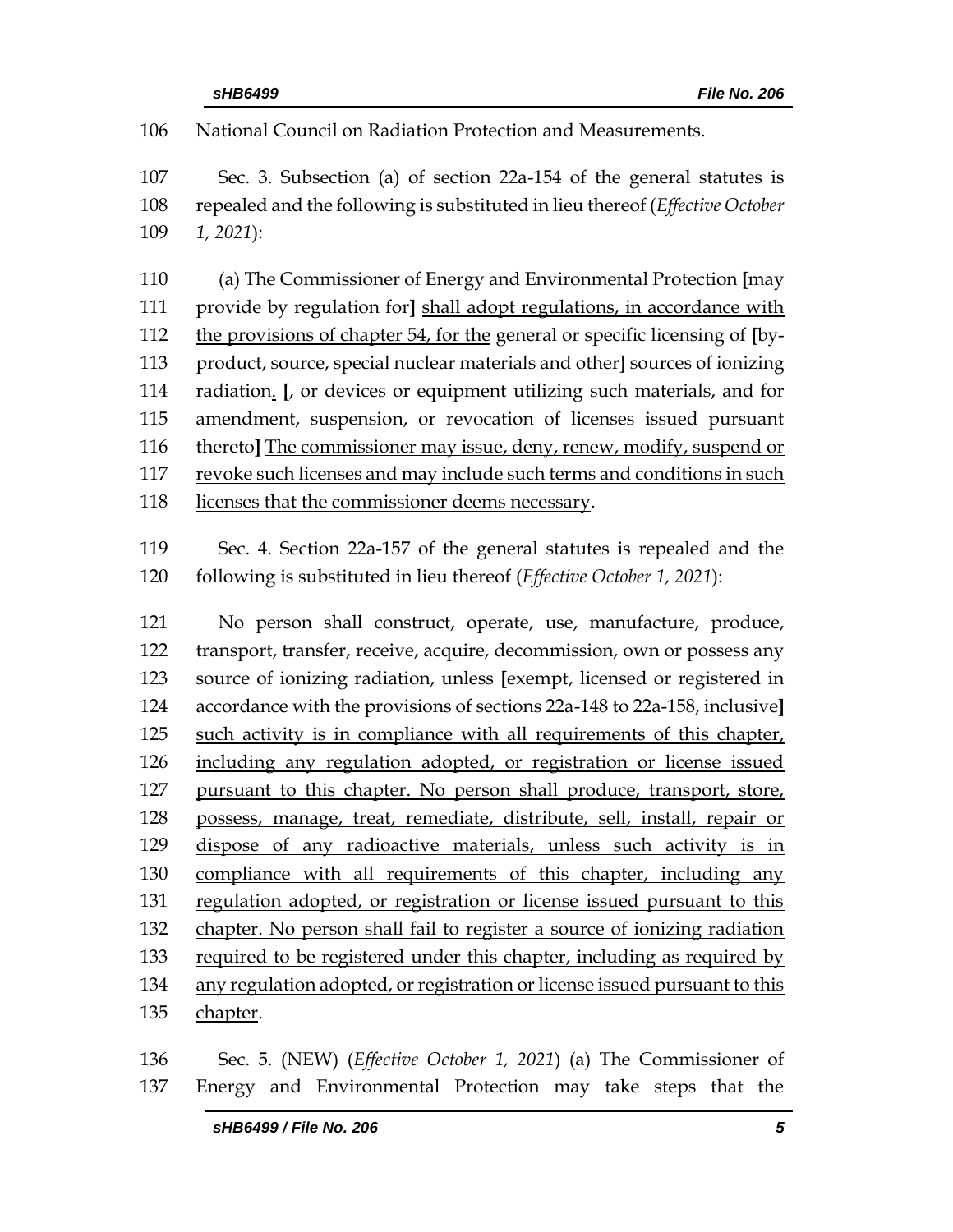106 National Council on Radiation Protection and Measurements.

107 Sec. 3. Subsection (a) of section 22a-154 of the general statutes is
108 repealed and the following is substituted in lieu thereof (*Effective October*
109 *1, 2021*):

110 (a) The Commissioner of Energy and Environmental Protection **[**may
111 provide by regulation for**]** shall adopt regulations, in accordance with
112 the provisions of chapter 54, for the general or specific licensing of **[**by-
113 product, source, special nuclear materials and other**]** sources of ionizing
114 radiation. **[**, or devices or equipment utilizing such materials, and for
115 amendment, suspension, or revocation of licenses issued pursuant
116 thereto**]** The commissioner may issue, deny, renew, modify, suspend or
117 revoke such licenses and may include such terms and conditions in such
118 licenses that the commissioner deems necessary.

119 Sec. 4. Section 22a-157 of the general statutes is repealed and the
120 following is substituted in lieu thereof (*Effective October 1, 2021*):

121 No person shall construct, operate, use, manufacture, produce,
122 transport, transfer, receive, acquire, decommission, own or possess any
123 source of ionizing radiation, unless **[**exempt, licensed or registered in
124 accordance with the provisions of sections 22a-148 to 22a-158, inclusive**]**
125 such activity is in compliance with all requirements of this chapter,
126 including any regulation adopted, or registration or license issued
127 pursuant to this chapter. No person shall produce, transport, store,
128 possess, manage, treat, remediate, distribute, sell, install, repair or
129 dispose of any radioactive materials, unless such activity is in
130 compliance with all requirements of this chapter, including any
131 regulation adopted, or registration or license issued pursuant to this
132 chapter. No person shall fail to register a source of ionizing radiation
133 required to be registered under this chapter, including as required by
134 any regulation adopted, or registration or license issued pursuant to this
135 chapter.

136 Sec. 5. (NEW) (*Effective October 1, 2021*) (a) The Commissioner of
137 Energy and Environmental Protection may take steps that the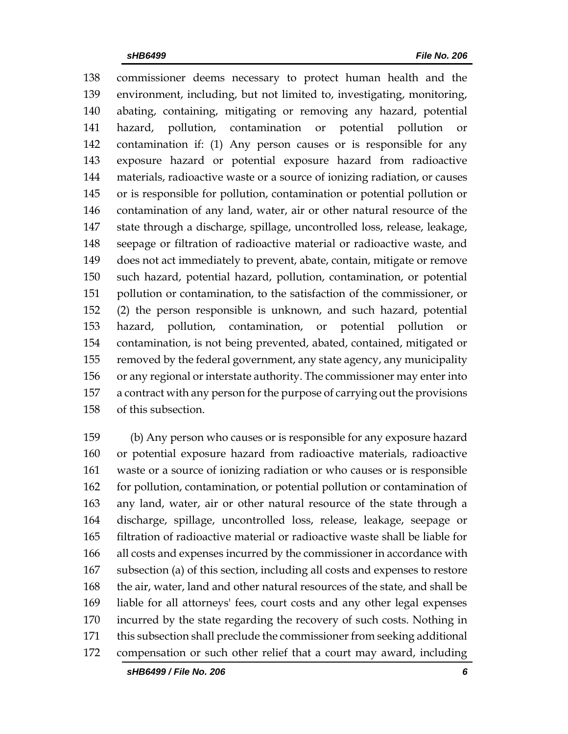commissioner deems necessary to protect human health and the environment, including, but not limited to, investigating, monitoring, abating, containing, mitigating or removing any hazard, potential hazard, pollution, contamination or potential pollution or contamination if: (1) Any person causes or is responsible for any exposure hazard or potential exposure hazard from radioactive materials, radioactive waste or a source of ionizing radiation, or causes or is responsible for pollution, contamination or potential pollution or contamination of any land, water, air or other natural resource of the state through a discharge, spillage, uncontrolled loss, release, leakage, seepage or filtration of radioactive material or radioactive waste, and does not act immediately to prevent, abate, contain, mitigate or remove such hazard, potential hazard, pollution, contamination, or potential pollution or contamination, to the satisfaction of the commissioner, or (2) the person responsible is unknown, and such hazard, potential hazard, pollution, contamination, or potential pollution or contamination, is not being prevented, abated, contained, mitigated or removed by the federal government, any state agency, any municipality or any regional or interstate authority. The commissioner may enter into a contract with any person for the purpose of carrying out the provisions of this subsection.

(b) Any person who causes or is responsible for any exposure hazard or potential exposure hazard from radioactive materials, radioactive waste or a source of ionizing radiation or who causes or is responsible for pollution, contamination, or potential pollution or contamination of any land, water, air or other natural resource of the state through a discharge, spillage, uncontrolled loss, release, leakage, seepage or filtration of radioactive material or radioactive waste shall be liable for all costs and expenses incurred by the commissioner in accordance with subsection (a) of this section, including all costs and expenses to restore the air, water, land and other natural resources of the state, and shall be liable for all attorneys' fees, court costs and any other legal expenses incurred by the state regarding the recovery of such costs. Nothing in this subsection shall preclude the commissioner from seeking additional compensation or such other relief that a court may award, including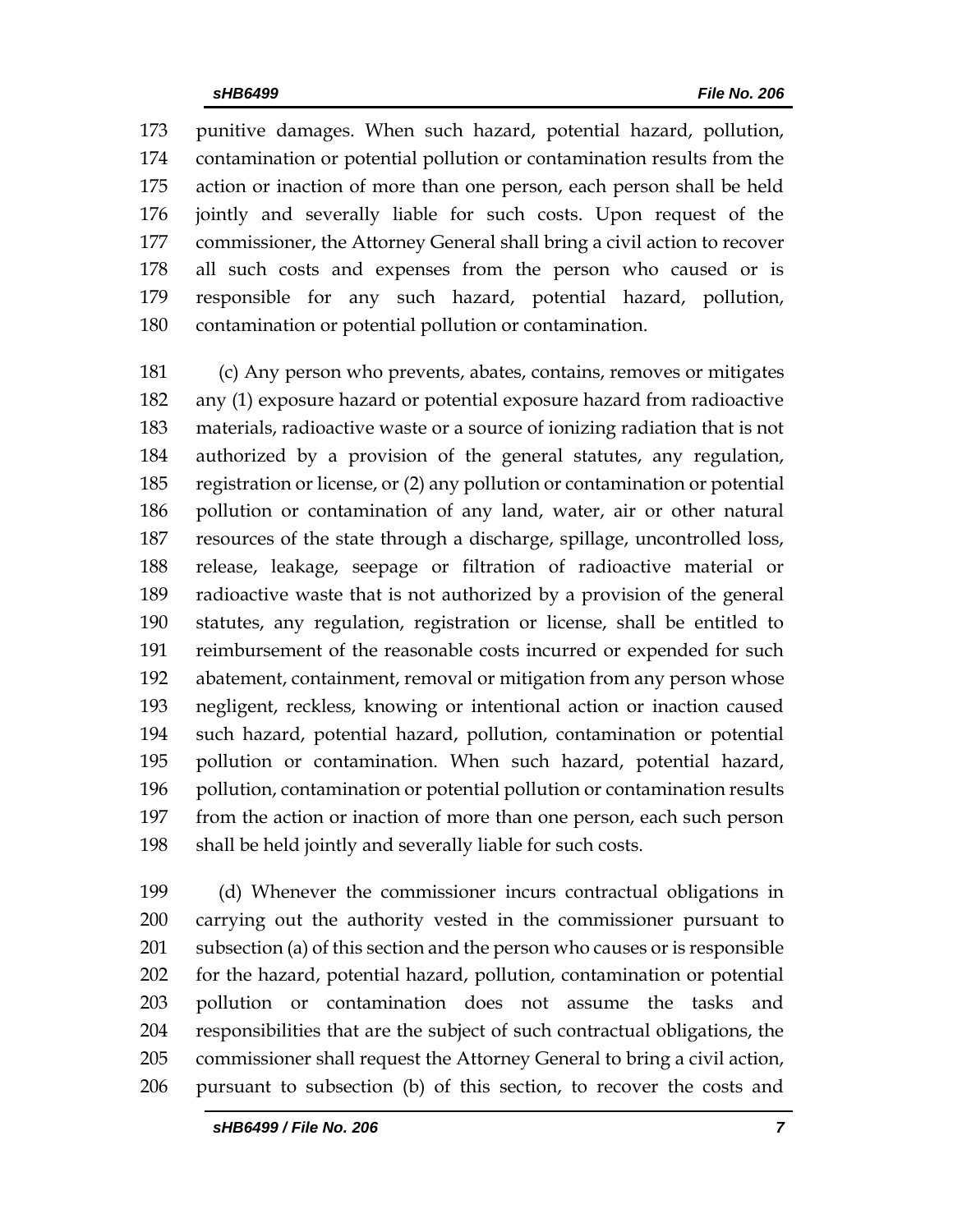punitive damages. When such hazard, potential hazard, pollution, contamination or potential pollution or contamination results from the action or inaction of more than one person, each person shall be held jointly and severally liable for such costs. Upon request of the commissioner, the Attorney General shall bring a civil action to recover all such costs and expenses from the person who caused or is responsible for any such hazard, potential hazard, pollution, contamination or potential pollution or contamination.

(c) Any person who prevents, abates, contains, removes or mitigates any (1) exposure hazard or potential exposure hazard from radioactive materials, radioactive waste or a source of ionizing radiation that is not authorized by a provision of the general statutes, any regulation, registration or license, or (2) any pollution or contamination or potential pollution or contamination of any land, water, air or other natural resources of the state through a discharge, spillage, uncontrolled loss, release, leakage, seepage or filtration of radioactive material or radioactive waste that is not authorized by a provision of the general statutes, any regulation, registration or license, shall be entitled to reimbursement of the reasonable costs incurred or expended for such abatement, containment, removal or mitigation from any person whose negligent, reckless, knowing or intentional action or inaction caused such hazard, potential hazard, pollution, contamination or potential pollution or contamination. When such hazard, potential hazard, pollution, contamination or potential pollution or contamination results from the action or inaction of more than one person, each such person shall be held jointly and severally liable for such costs.

(d) Whenever the commissioner incurs contractual obligations in carrying out the authority vested in the commissioner pursuant to subsection (a) of this section and the person who causes or is responsible for the hazard, potential hazard, pollution, contamination or potential pollution or contamination does not assume the tasks and responsibilities that are the subject of such contractual obligations, the commissioner shall request the Attorney General to bring a civil action, pursuant to subsection (b) of this section, to recover the costs and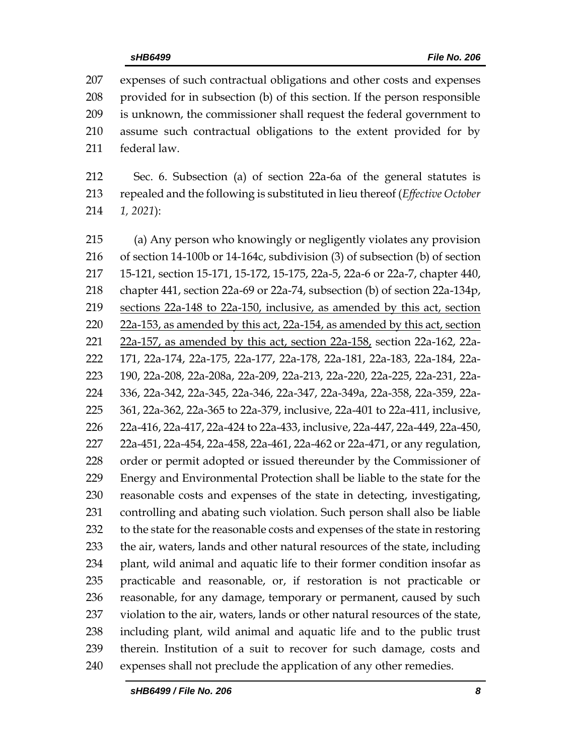expenses of such contractual obligations and other costs and expenses provided for in subsection (b) of this section. If the person responsible is unknown, the commissioner shall request the federal government to assume such contractual obligations to the extent provided for by federal law.

Sec. 6. Subsection (a) of section 22a-6a of the general statutes is repealed and the following is substituted in lieu thereof (*Effective October 1, 2021*):

(a) Any person who knowingly or negligently violates any provision of section 14-100b or 14-164c, subdivision (3) of subsection (b) of section 15-121, section 15-171, 15-172, 15-175, 22a-5, 22a-6 or 22a-7, chapter 440, chapter 441, section 22a-69 or 22a-74, subsection (b) of section 22a-134p, sections 22a-148 to 22a-150, inclusive, as amended by this act, section 22a-153, as amended by this act, 22a-154, as amended by this act, section 22a-157, as amended by this act, section 22a-158, section 22a-162, 22a-171, 22a-174, 22a-175, 22a-177, 22a-178, 22a-181, 22a-183, 22a-184, 22a-190, 22a-208, 22a-208a, 22a-209, 22a-213, 22a-220, 22a-225, 22a-231, 22a-336, 22a-342, 22a-345, 22a-346, 22a-347, 22a-349a, 22a-358, 22a-359, 22a-361, 22a-362, 22a-365 to 22a-379, inclusive, 22a-401 to 22a-411, inclusive, 22a-416, 22a-417, 22a-424 to 22a-433, inclusive, 22a-447, 22a-449, 22a-450, 22a-451, 22a-454, 22a-458, 22a-461, 22a-462 or 22a-471, or any regulation, order or permit adopted or issued thereunder by the Commissioner of Energy and Environmental Protection shall be liable to the state for the reasonable costs and expenses of the state in detecting, investigating, controlling and abating such violation. Such person shall also be liable to the state for the reasonable costs and expenses of the state in restoring the air, waters, lands and other natural resources of the state, including plant, wild animal and aquatic life to their former condition insofar as practicable and reasonable, or, if restoration is not practicable or reasonable, for any damage, temporary or permanent, caused by such violation to the air, waters, lands or other natural resources of the state, including plant, wild animal and aquatic life and to the public trust therein. Institution of a suit to recover for such damage, costs and expenses shall not preclude the application of any other remedies.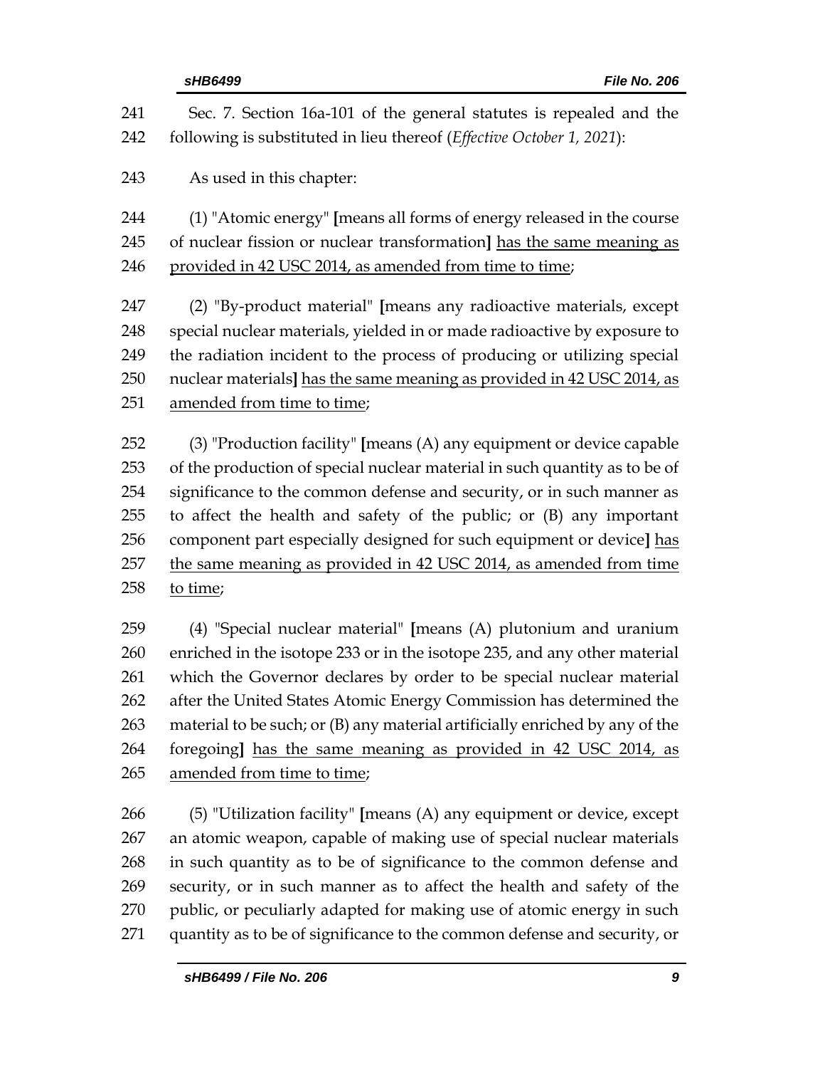Sec. 7. Section 16a-101 of the general statutes is repealed and the following is substituted in lieu thereof (*Effective October 1, 2021*):

As used in this chapter:

(1) "Atomic energy" **[**means all forms of energy released in the course of nuclear fission or nuclear transformation**]** <u>has the same meaning as provided in 42 USC 2014, as amended from time to time</u>;

(2) "By-product material" **[**means any radioactive materials, except special nuclear materials, yielded in or made radioactive by exposure to the radiation incident to the process of producing or utilizing special nuclear materials**]** <u>has the same meaning as provided in 42 USC 2014, as amended from time to time</u>;

(3) "Production facility" **[**means (A) any equipment or device capable of the production of special nuclear material in such quantity as to be of significance to the common defense and security, or in such manner as to affect the health and safety of the public; or (B) any important component part especially designed for such equipment or device**]** <u>has the same meaning as provided in 42 USC 2014, as amended from time to time</u>;

(4) "Special nuclear material" **[**means (A) plutonium and uranium enriched in the isotope 233 or in the isotope 235, and any other material which the Governor declares by order to be special nuclear material after the United States Atomic Energy Commission has determined the material to be such; or (B) any material artificially enriched by any of the foregoing**]** <u>has the same meaning as provided in 42 USC 2014, as amended from time to time</u>;

(5) "Utilization facility" **[**means (A) any equipment or device, except an atomic weapon, capable of making use of special nuclear materials in such quantity as to be of significance to the common defense and security, or in such manner as to affect the health and safety of the public, or peculiarly adapted for making use of atomic energy in such quantity as to be of significance to the common defense and security, or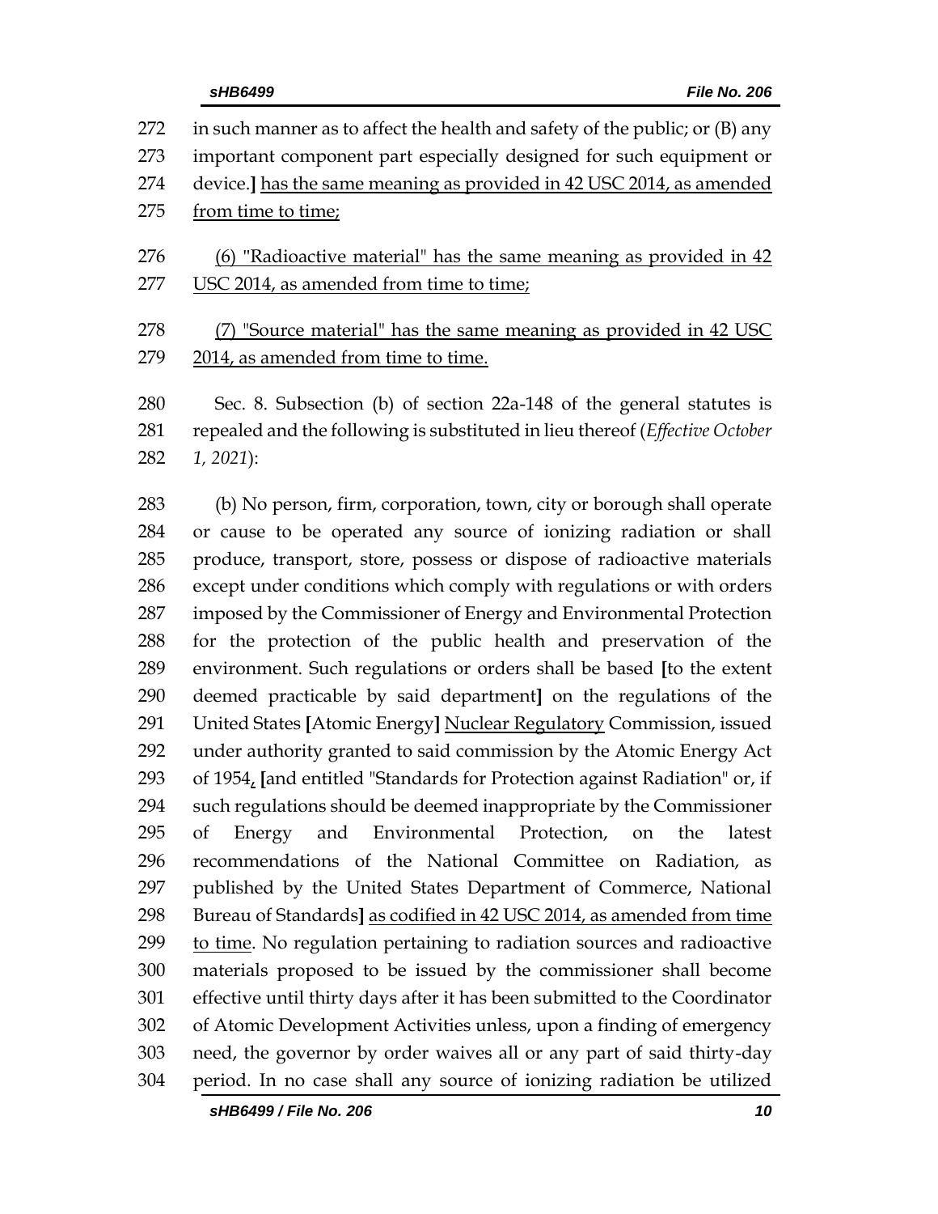in such manner as to affect the health and safety of the public; or (B) any important component part especially designed for such equipment or device.] <u>has the same meaning as provided in 42 USC 2014, as amended from time to time;</u>

<u>(6) "Radioactive material" has the same meaning as provided in 42 USC 2014, as amended from time to time;</u>

<u>(7) "Source material" has the same meaning as provided in 42 USC 2014, as amended from time to time.</u>

Sec. 8. Subsection (b) of section 22a-148 of the general statutes is repealed and the following is substituted in lieu thereof (*Effective October 1, 2021*):

(b) No person, firm, corporation, town, city or borough shall operate or cause to be operated any source of ionizing radiation or shall produce, transport, store, possess or dispose of radioactive materials except under conditions which comply with regulations or with orders imposed by the Commissioner of Energy and Environmental Protection for the protection of the public health and preservation of the environment. Such regulations or orders shall be based **[**to the extent deemed practicable by said department**]** on the regulations of the United States **[**Atomic Energy**]** <u>Nuclear Regulatory</u> Commission, issued under authority granted to said commission by the Atomic Energy Act of 1954<u>,</u> **[**and entitled "Standards for Protection against Radiation" or, if such regulations should be deemed inappropriate by the Commissioner of Energy and Environmental Protection, on the latest recommendations of the National Committee on Radiation, as published by the United States Department of Commerce, National Bureau of Standards**]** <u>as codified in 42 USC 2014, as amended from time to time</u>. No regulation pertaining to radiation sources and radioactive materials proposed to be issued by the commissioner shall become effective until thirty days after it has been submitted to the Coordinator of Atomic Development Activities unless, upon a finding of emergency need, the governor by order waives all or any part of said thirty-day period. In no case shall any source of ionizing radiation be utilized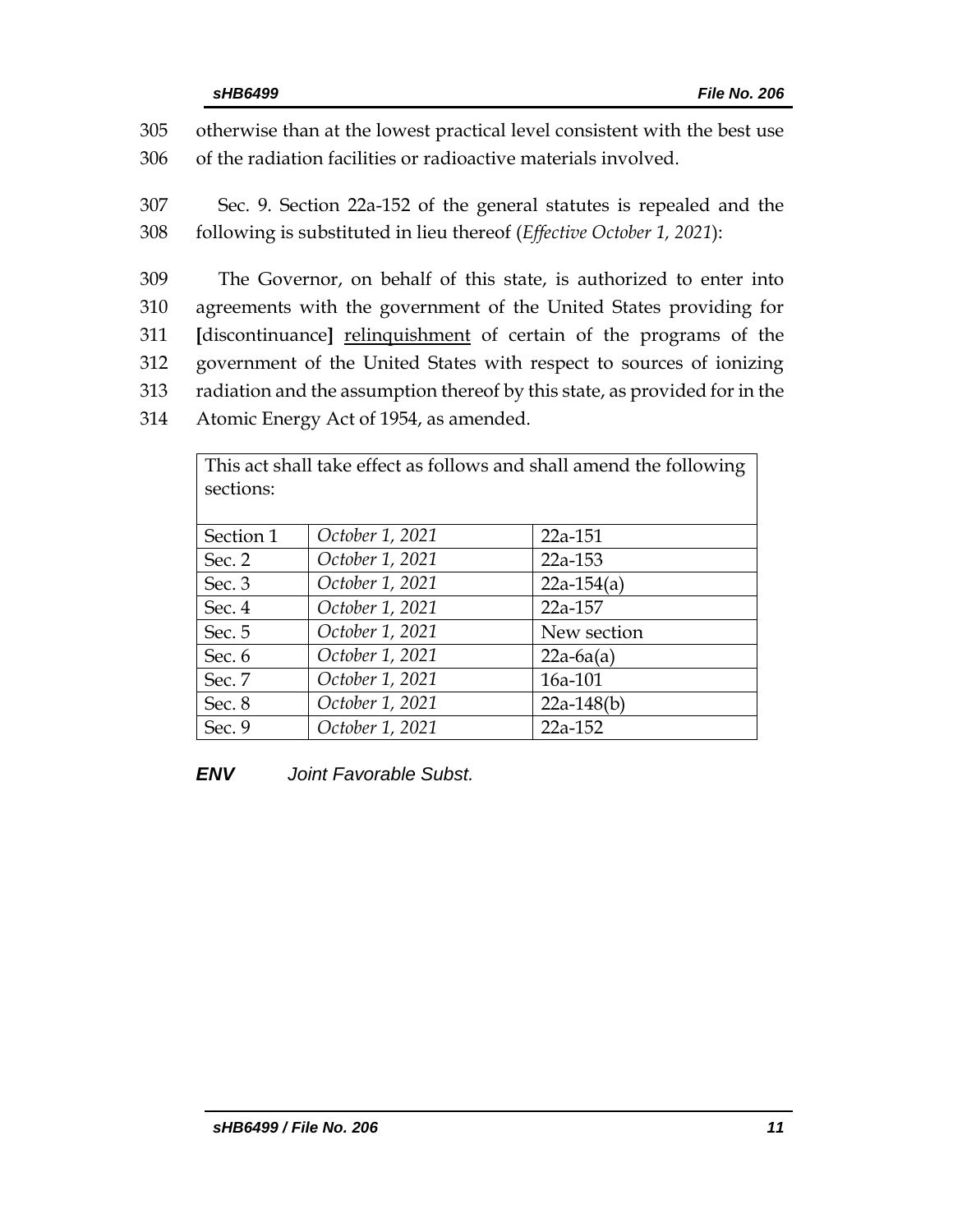305 otherwise than at the lowest practical level consistent with the best use
306 of the radiation facilities or radioactive materials involved.

307 Sec. 9. Section 22a-152 of the general statutes is repealed and the
308 following is substituted in lieu thereof (*Effective October 1, 2021*):

309 The Governor, on behalf of this state, is authorized to enter into
310 agreements with the government of the United States providing for
311 **[**discontinuance**]** <u>relinquishment</u> of certain of the programs of the
312 government of the United States with respect to sources of ionizing
313 radiation and the assumption thereof by this state, as provided for in the
314 Atomic Energy Act of 1954, as amended.

| This act shall take effect as follows and shall amend the following sections: | | |
|---|---|---|
| Section 1 | *October 1, 2021* | 22a-151 |
| Sec. 2 | *October 1, 2021* | 22a-153 |
| Sec. 3 | *October 1, 2021* | 22a-154(a) |
| Sec. 4 | *October 1, 2021* | 22a-157 |
| Sec. 5 | *October 1, 2021* | New section |
| Sec. 6 | *October 1, 2021* | 22a-6a(a) |
| Sec. 7 | *October 1, 2021* | 16a-101 |
| Sec. 8 | *October 1, 2021* | 22a-148(b) |
| Sec. 9 | *October 1, 2021* | 22a-152 |

***ENV*** *Joint Favorable Subst.*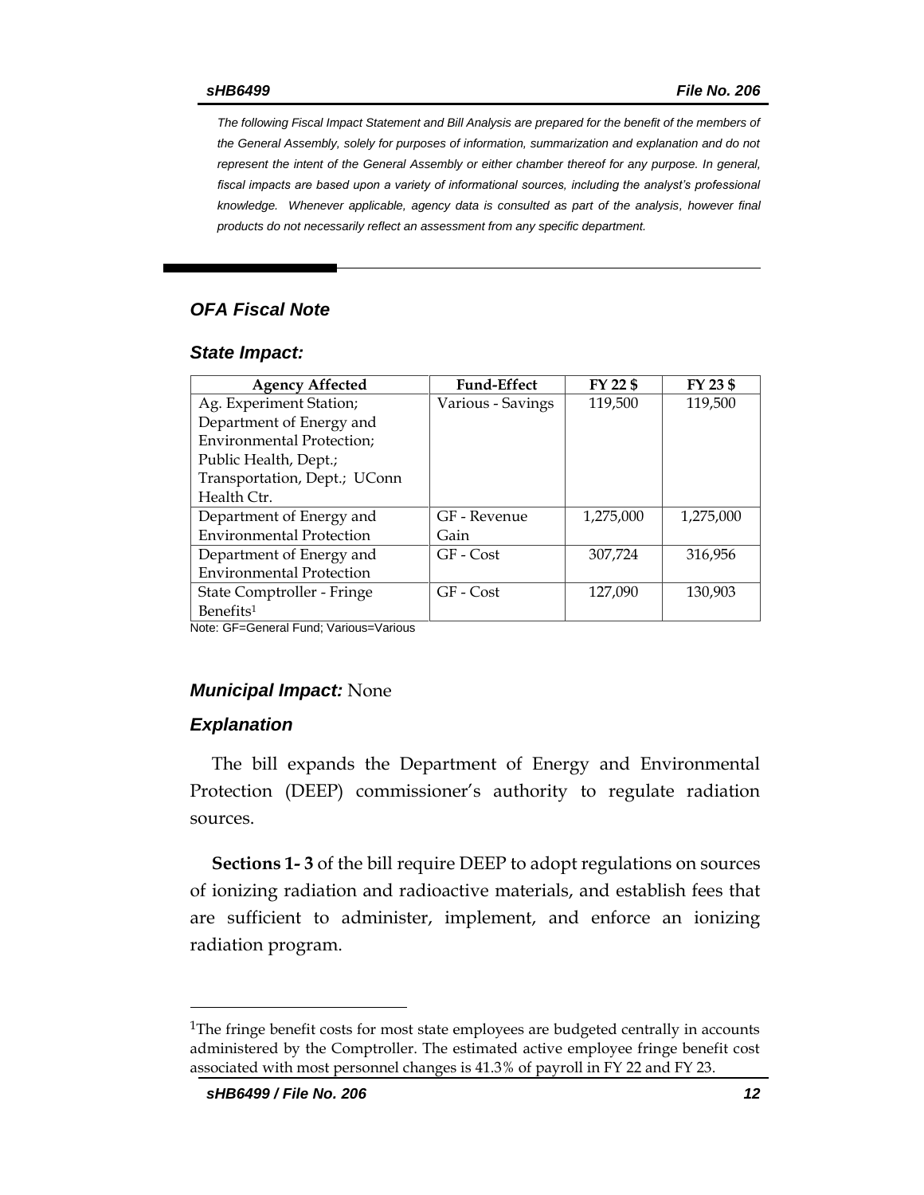*The following Fiscal Impact Statement and Bill Analysis are prepared for the benefit of the members of the General Assembly, solely for purposes of information, summarization and explanation and do not represent the intent of the General Assembly or either chamber thereof for any purpose. In general, fiscal impacts are based upon a variety of informational sources, including the analyst's professional knowledge. Whenever applicable, agency data is consulted as part of the analysis, however final products do not necessarily reflect an assessment from any specific department.*

## OFA Fiscal Note

### State Impact:

| Agency Affected | Fund-Effect | FY 22 $ | FY 23 $ |
|---|---|---|---|
| Ag. Experiment Station; Department of Energy and Environmental Protection; Public Health, Dept.; Transportation, Dept.; UConn Health Ctr. | Various - Savings | 119,500 | 119,500 |
| Department of Energy and Environmental Protection | GF - Revenue Gain | 1,275,000 | 1,275,000 |
| Department of Energy and Environmental Protection | GF - Cost | 307,724 | 316,956 |
| State Comptroller - Fringe Benefits[1] | GF - Cost | 127,090 | 130,903 |

Note: GF=General Fund; Various=Various

### *Municipal Impact:* None

### Explanation

The bill expands the Department of Energy and Environmental Protection (DEEP) commissioner's authority to regulate radiation sources.

**Sections 1- 3** of the bill require DEEP to adopt regulations on sources of ionizing radiation and radioactive materials, and establish fees that are sufficient to administer, implement, and enforce an ionizing radiation program.

[1]The fringe benefit costs for most state employees are budgeted centrally in accounts administered by the Comptroller. The estimated active employee fringe benefit cost associated with most personnel changes is 41.3% of payroll in FY 22 and FY 23.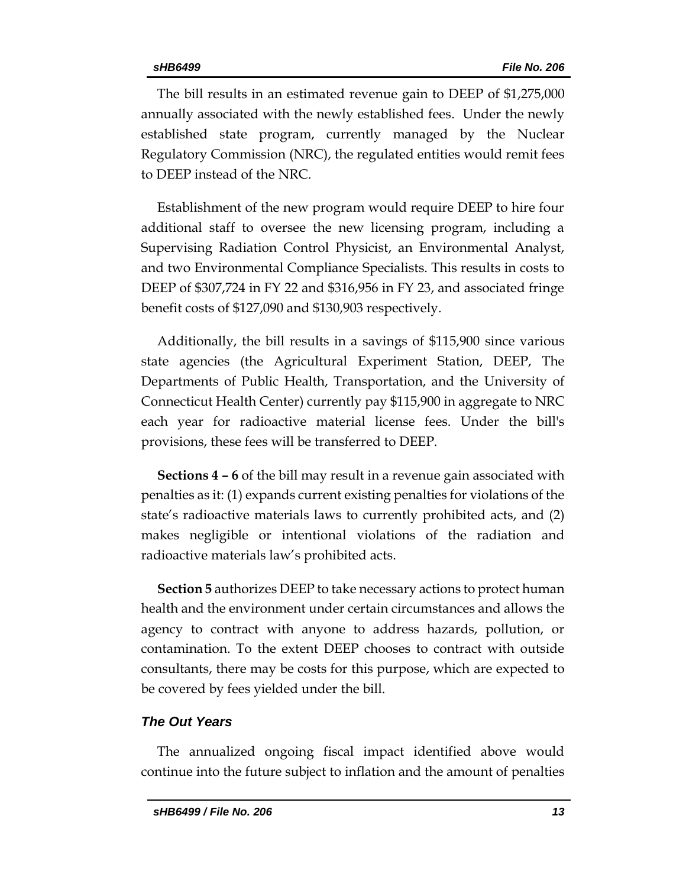The bill results in an estimated revenue gain to DEEP of $1,275,000 annually associated with the newly established fees. Under the newly established state program, currently managed by the Nuclear Regulatory Commission (NRC), the regulated entities would remit fees to DEEP instead of the NRC.

Establishment of the new program would require DEEP to hire four additional staff to oversee the new licensing program, including a Supervising Radiation Control Physicist, an Environmental Analyst, and two Environmental Compliance Specialists. This results in costs to DEEP of $307,724 in FY 22 and $316,956 in FY 23, and associated fringe benefit costs of $127,090 and $130,903 respectively.

Additionally, the bill results in a savings of $115,900 since various state agencies (the Agricultural Experiment Station, DEEP, The Departments of Public Health, Transportation, and the University of Connecticut Health Center) currently pay $115,900 in aggregate to NRC each year for radioactive material license fees. Under the bill's provisions, these fees will be transferred to DEEP.

**Sections 4 – 6** of the bill may result in a revenue gain associated with penalties as it: (1) expands current existing penalties for violations of the state's radioactive materials laws to currently prohibited acts, and (2) makes negligible or intentional violations of the radiation and radioactive materials law's prohibited acts.

**Section 5** authorizes DEEP to take necessary actions to protect human health and the environment under certain circumstances and allows the agency to contract with anyone to address hazards, pollution, or contamination. To the extent DEEP chooses to contract with outside consultants, there may be costs for this purpose, which are expected to be covered by fees yielded under the bill.

### *The Out Years*

The annualized ongoing fiscal impact identified above would continue into the future subject to inflation and the amount of penalties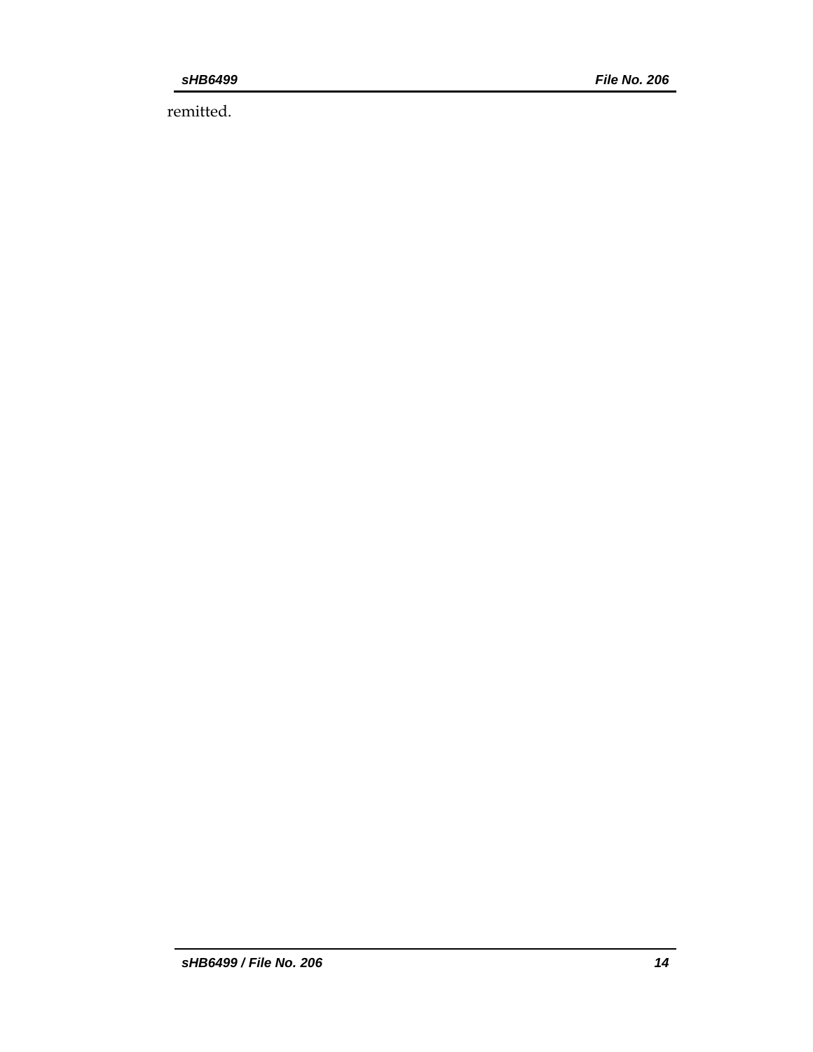remitted.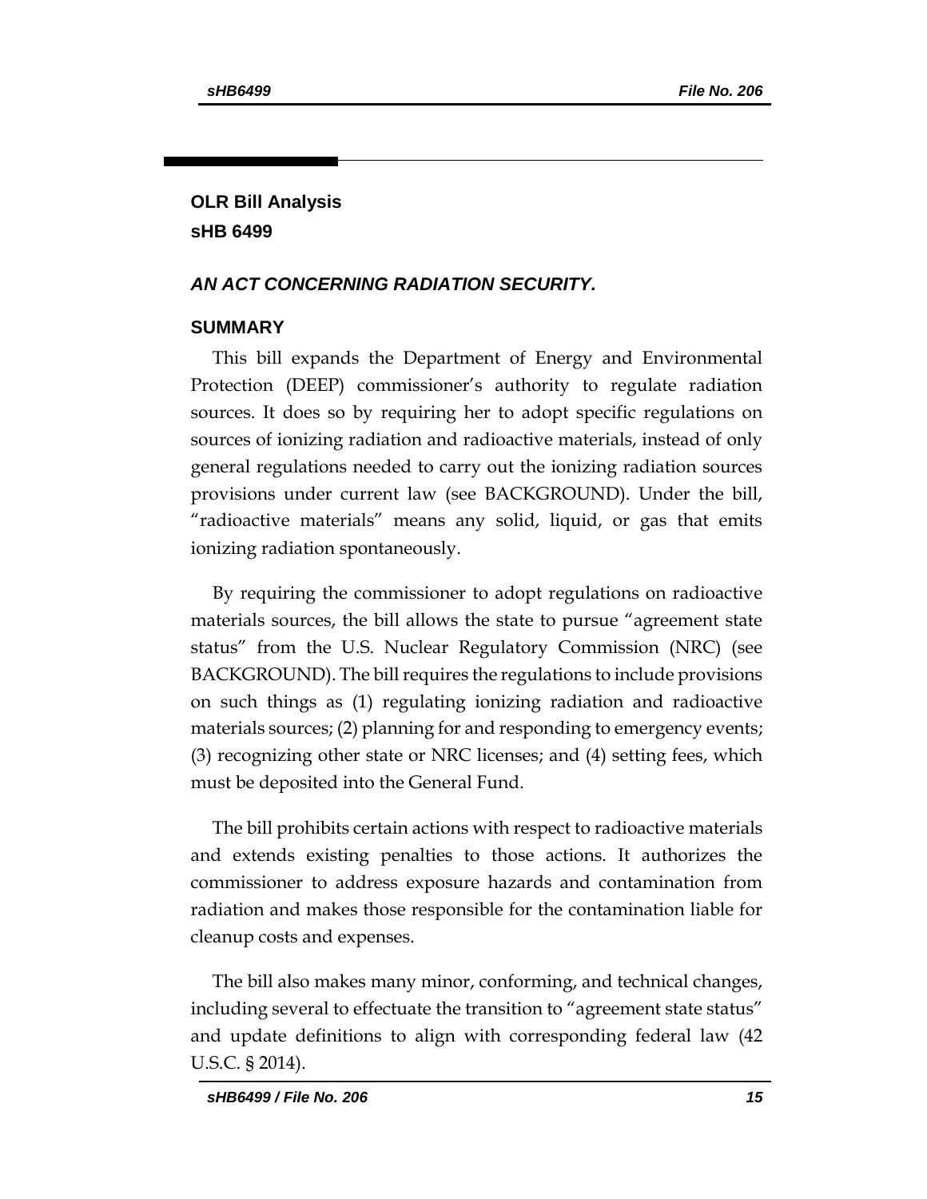## OLR Bill Analysis
## sHB 6499

### *AN ACT CONCERNING RADIATION SECURITY.*

### SUMMARY

This bill expands the Department of Energy and Environmental Protection (DEEP) commissioner's authority to regulate radiation sources. It does so by requiring her to adopt specific regulations on sources of ionizing radiation and radioactive materials, instead of only general regulations needed to carry out the ionizing radiation sources provisions under current law (see BACKGROUND). Under the bill, "radioactive materials" means any solid, liquid, or gas that emits ionizing radiation spontaneously.

By requiring the commissioner to adopt regulations on radioactive materials sources, the bill allows the state to pursue "agreement state status" from the U.S. Nuclear Regulatory Commission (NRC) (see BACKGROUND). The bill requires the regulations to include provisions on such things as (1) regulating ionizing radiation and radioactive materials sources; (2) planning for and responding to emergency events; (3) recognizing other state or NRC licenses; and (4) setting fees, which must be deposited into the General Fund.

The bill prohibits certain actions with respect to radioactive materials and extends existing penalties to those actions. It authorizes the commissioner to address exposure hazards and contamination from radiation and makes those responsible for the contamination liable for cleanup costs and expenses.

The bill also makes many minor, conforming, and technical changes, including several to effectuate the transition to "agreement state status" and update definitions to align with corresponding federal law (42 U.S.C. § 2014).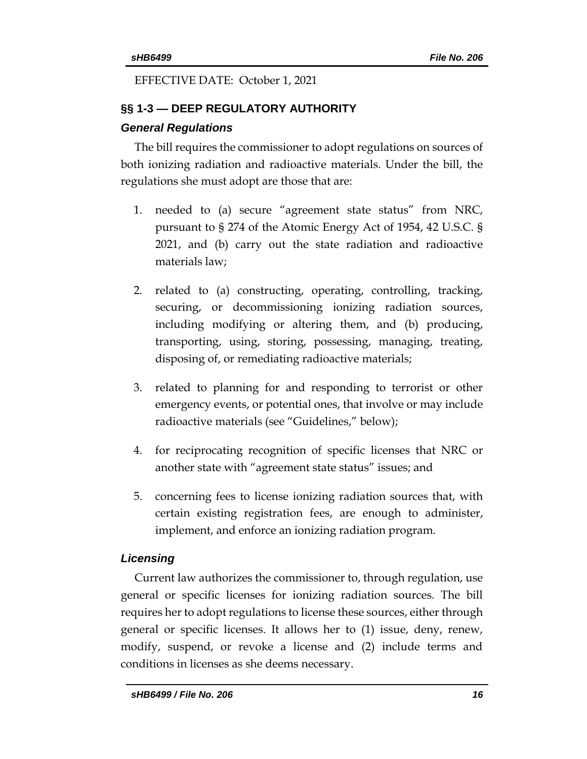EFFECTIVE DATE: October 1, 2021

## §§ 1-3 — DEEP REGULATORY AUTHORITY

### *General Regulations*

The bill requires the commissioner to adopt regulations on sources of both ionizing radiation and radioactive materials. Under the bill, the regulations she must adopt are those that are:

1. needed to (a) secure "agreement state status" from NRC, pursuant to § 274 of the Atomic Energy Act of 1954, 42 U.S.C. § 2021, and (b) carry out the state radiation and radioactive materials law;
2. related to (a) constructing, operating, controlling, tracking, securing, or decommissioning ionizing radiation sources, including modifying or altering them, and (b) producing, transporting, using, storing, possessing, managing, treating, disposing of, or remediating radioactive materials;
3. related to planning for and responding to terrorist or other emergency events, or potential ones, that involve or may include radioactive materials (see "Guidelines," below);
4. for reciprocating recognition of specific licenses that NRC or another state with "agreement state status" issues; and
5. concerning fees to license ionizing radiation sources that, with certain existing registration fees, are enough to administer, implement, and enforce an ionizing radiation program.

### *Licensing*

Current law authorizes the commissioner to, through regulation, use general or specific licenses for ionizing radiation sources. The bill requires her to adopt regulations to license these sources, either through general or specific licenses. It allows her to (1) issue, deny, renew, modify, suspend, or revoke a license and (2) include terms and conditions in licenses as she deems necessary.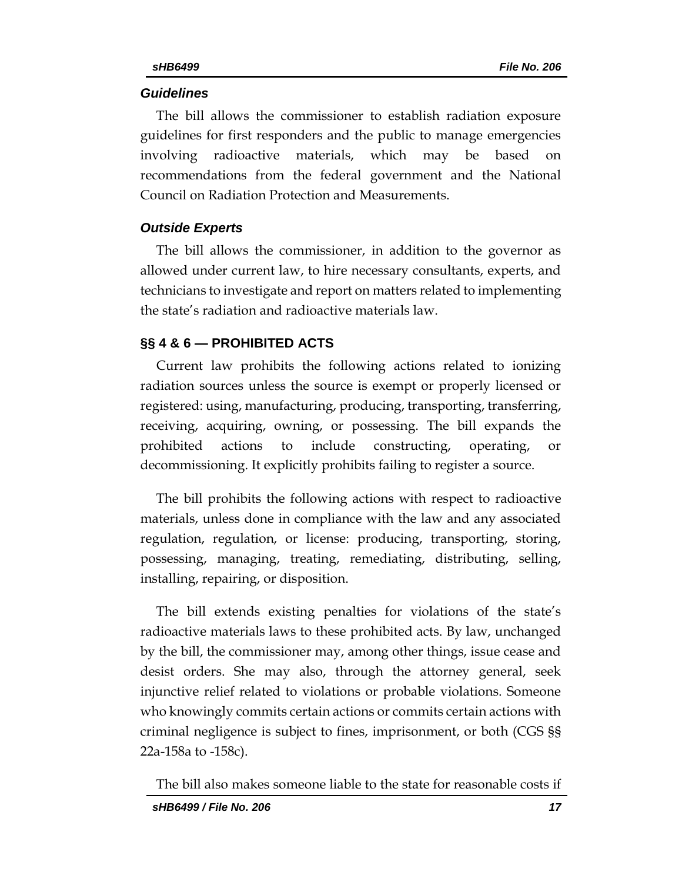### *Guidelines*

The bill allows the commissioner to establish radiation exposure guidelines for first responders and the public to manage emergencies involving radioactive materials, which may be based on recommendations from the federal government and the National Council on Radiation Protection and Measurements.

### *Outside Experts*

The bill allows the commissioner, in addition to the governor as allowed under current law, to hire necessary consultants, experts, and technicians to investigate and report on matters related to implementing the state's radiation and radioactive materials law.

## §§ 4 & 6 — PROHIBITED ACTS

Current law prohibits the following actions related to ionizing radiation sources unless the source is exempt or properly licensed or registered: using, manufacturing, producing, transporting, transferring, receiving, acquiring, owning, or possessing. The bill expands the prohibited actions to include constructing, operating, or decommissioning. It explicitly prohibits failing to register a source.

The bill prohibits the following actions with respect to radioactive materials, unless done in compliance with the law and any associated regulation, regulation, or license: producing, transporting, storing, possessing, managing, treating, remediating, distributing, selling, installing, repairing, or disposition.

The bill extends existing penalties for violations of the state's radioactive materials laws to these prohibited acts. By law, unchanged by the bill, the commissioner may, among other things, issue cease and desist orders. She may also, through the attorney general, seek injunctive relief related to violations or probable violations. Someone who knowingly commits certain actions or commits certain actions with criminal negligence is subject to fines, imprisonment, or both (CGS §§ 22a-158a to -158c).

The bill also makes someone liable to the state for reasonable costs if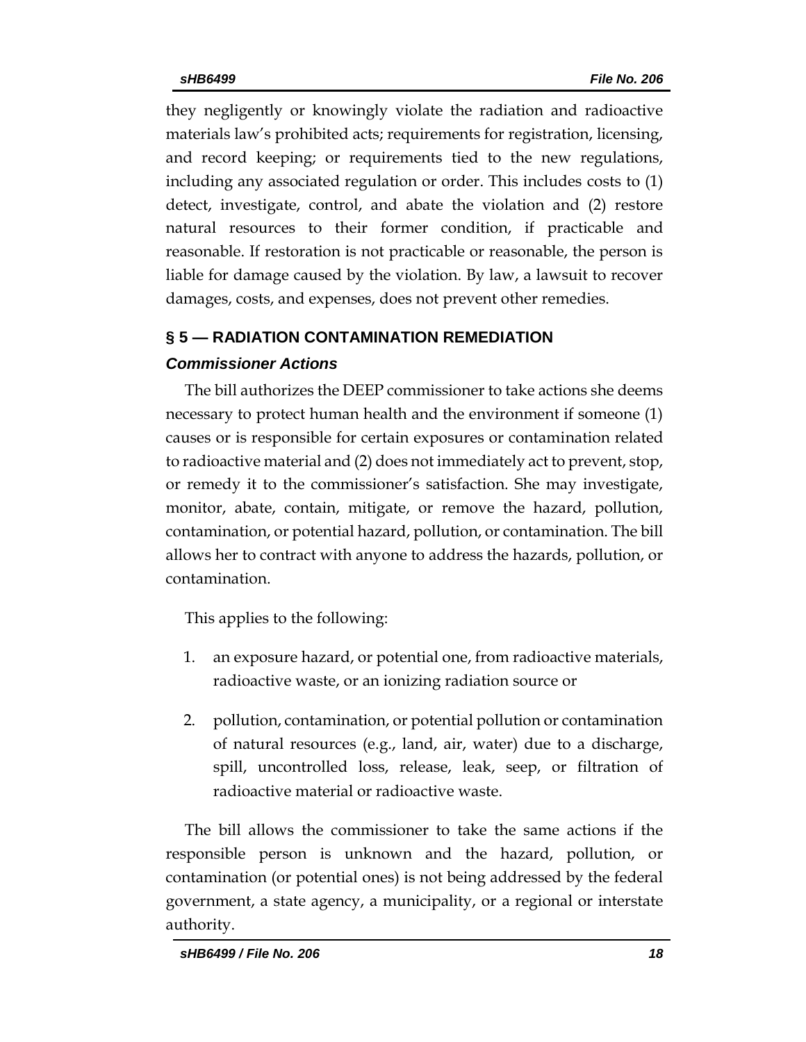they negligently or knowingly violate the radiation and radioactive materials law's prohibited acts; requirements for registration, licensing, and record keeping; or requirements tied to the new regulations, including any associated regulation or order. This includes costs to (1) detect, investigate, control, and abate the violation and (2) restore natural resources to their former condition, if practicable and reasonable. If restoration is not practicable or reasonable, the person is liable for damage caused by the violation. By law, a lawsuit to recover damages, costs, and expenses, does not prevent other remedies.

## § 5 — RADIATION CONTAMINATION REMEDIATION

### *Commissioner Actions*

The bill authorizes the DEEP commissioner to take actions she deems necessary to protect human health and the environment if someone (1) causes or is responsible for certain exposures or contamination related to radioactive material and (2) does not immediately act to prevent, stop, or remedy it to the commissioner's satisfaction. She may investigate, monitor, abate, contain, mitigate, or remove the hazard, pollution, contamination, or potential hazard, pollution, or contamination. The bill allows her to contract with anyone to address the hazards, pollution, or contamination.

This applies to the following:

1. an exposure hazard, or potential one, from radioactive materials, radioactive waste, or an ionizing radiation source or
2. pollution, contamination, or potential pollution or contamination of natural resources (e.g., land, air, water) due to a discharge, spill, uncontrolled loss, release, leak, seep, or filtration of radioactive material or radioactive waste.

The bill allows the commissioner to take the same actions if the responsible person is unknown and the hazard, pollution, or contamination (or potential ones) is not being addressed by the federal government, a state agency, a municipality, or a regional or interstate authority.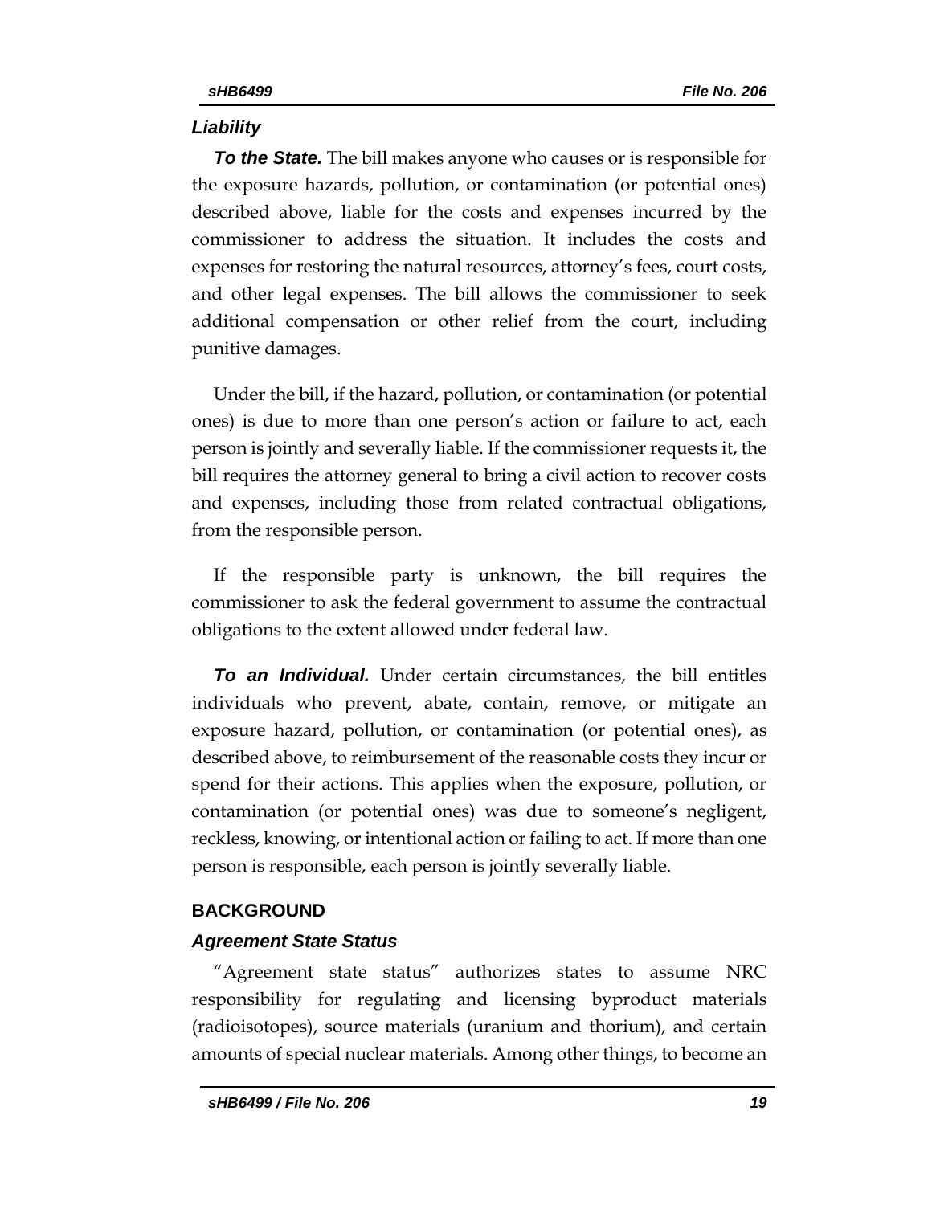### *Liability*

***To the State.*** The bill makes anyone who causes or is responsible for the exposure hazards, pollution, or contamination (or potential ones) described above, liable for the costs and expenses incurred by the commissioner to address the situation. It includes the costs and expenses for restoring the natural resources, attorney's fees, court costs, and other legal expenses. The bill allows the commissioner to seek additional compensation or other relief from the court, including punitive damages.

Under the bill, if the hazard, pollution, or contamination (or potential ones) is due to more than one person's action or failure to act, each person is jointly and severally liable. If the commissioner requests it, the bill requires the attorney general to bring a civil action to recover costs and expenses, including those from related contractual obligations, from the responsible person.

If the responsible party is unknown, the bill requires the commissioner to ask the federal government to assume the contractual obligations to the extent allowed under federal law.

***To an Individual.*** Under certain circumstances, the bill entitles individuals who prevent, abate, contain, remove, or mitigate an exposure hazard, pollution, or contamination (or potential ones), as described above, to reimbursement of the reasonable costs they incur or spend for their actions. This applies when the exposure, pollution, or contamination (or potential ones) was due to someone's negligent, reckless, knowing, or intentional action or failing to act. If more than one person is responsible, each person is jointly severally liable.

## BACKGROUND

### *Agreement State Status*

"Agreement state status" authorizes states to assume NRC responsibility for regulating and licensing byproduct materials (radioisotopes), source materials (uranium and thorium), and certain amounts of special nuclear materials. Among other things, to become an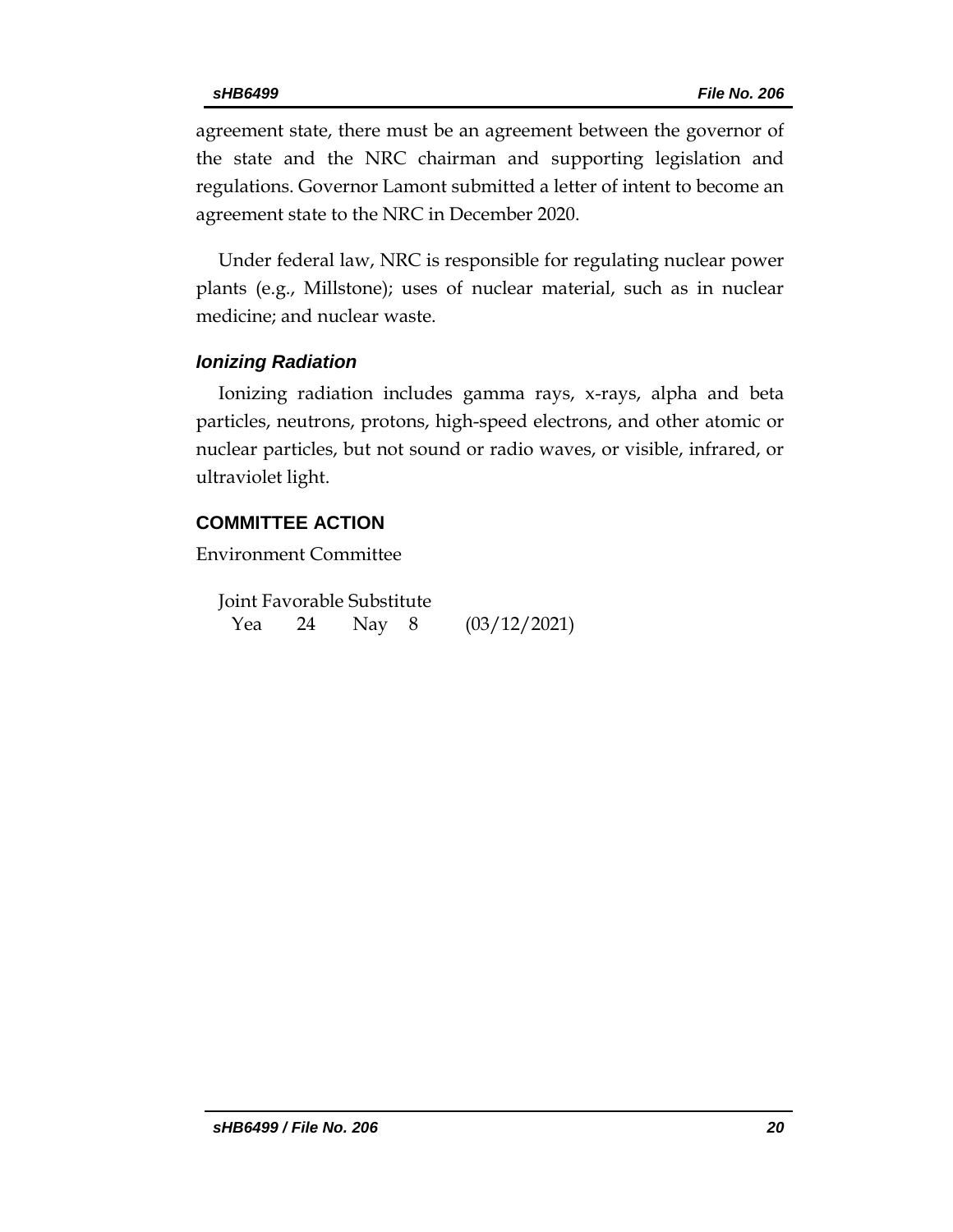agreement state, there must be an agreement between the governor of the state and the NRC chairman and supporting legislation and regulations. Governor Lamont submitted a letter of intent to become an agreement state to the NRC in December 2020.

Under federal law, NRC is responsible for regulating nuclear power plants (e.g., Millstone); uses of nuclear material, such as in nuclear medicine; and nuclear waste.

### *Ionizing Radiation*

Ionizing radiation includes gamma rays, x-rays, alpha and beta particles, neutrons, protons, high-speed electrons, and other atomic or nuclear particles, but not sound or radio waves, or visible, infrared, or ultraviolet light.

## COMMITTEE ACTION

Environment Committee

Joint Favorable Substitute
Yea 24 Nay 8 (03/12/2021)